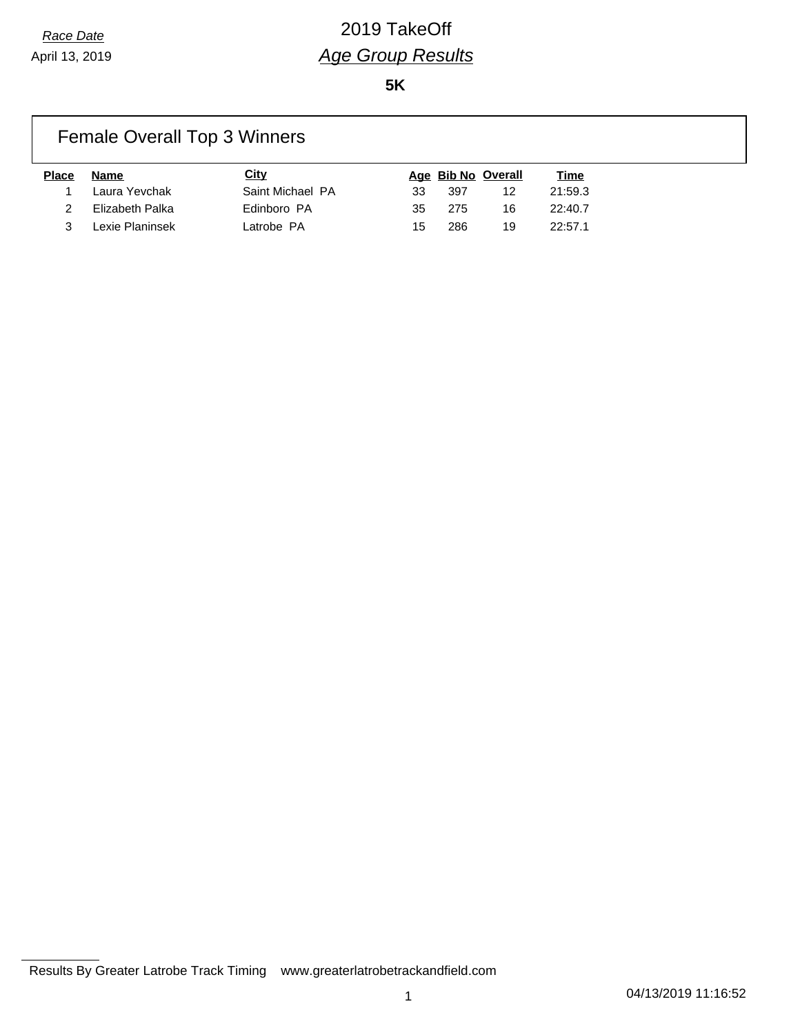*Race Date*

April 13, 2019

# 2019 TakeOff

## *Age Group Results*

**5K**

### Female Overall Top 3 Winners

| Place | Name | City | Age | Bib No | Overall | Time |
|---|---|---|---|---|---|---|
| 1 | Laura Yevchak | Saint Michael PA | 33 | 397 | 12 | 21:59.3 |
| 2 | Elizabeth Palka | Edinboro PA | 35 | 275 | 16 | 22:40.7 |
| 3 | Lexie Planinsek | Latrobe PA | 15 | 286 | 19 | 22:57.1 |

Results By Greater Latrobe Track Timing www.greaterlatrobetrackandfield.com

04/13/2019 11:16:52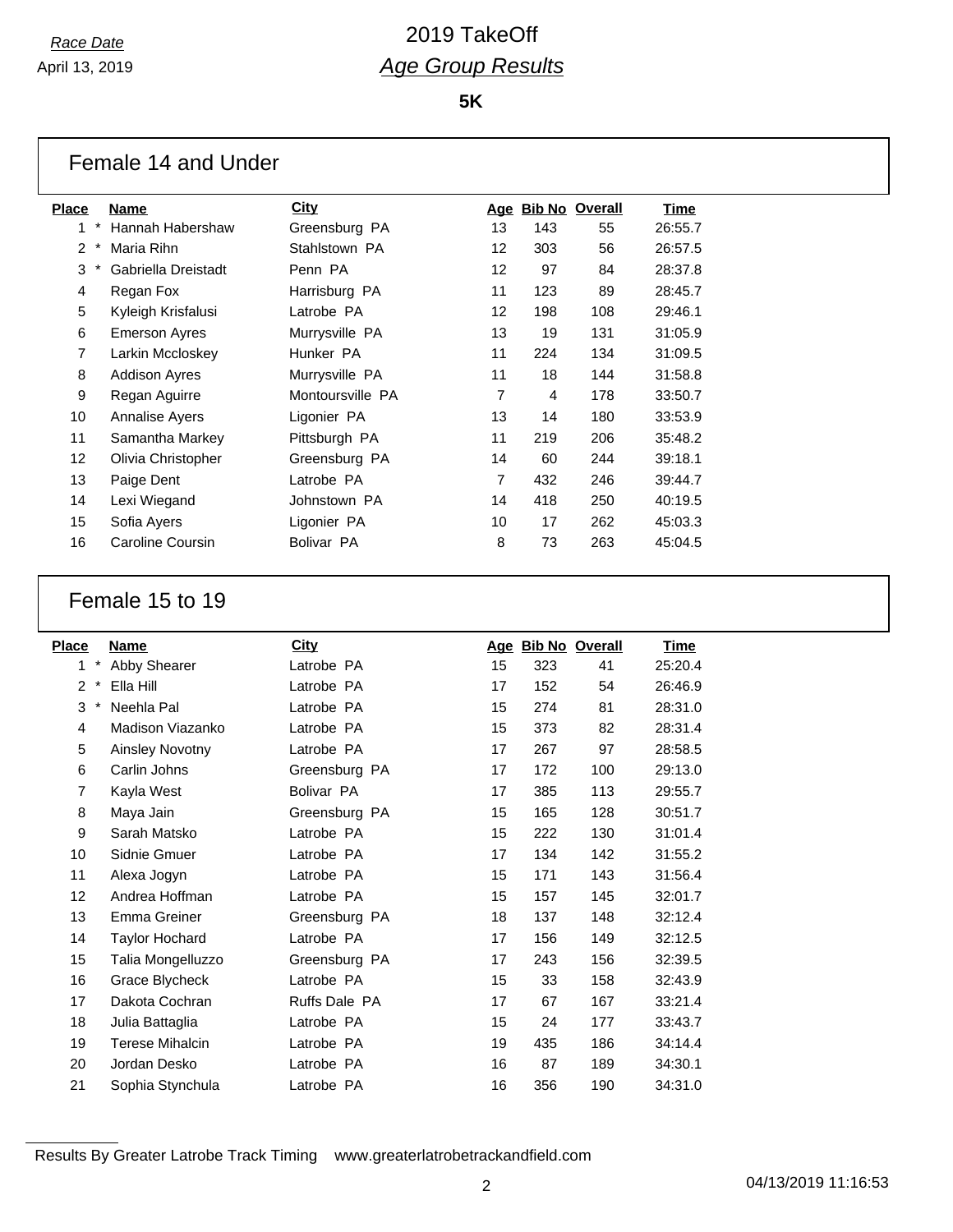*Race Date*
April 13, 2019

# 2019 TakeOff
## *Age Group Results*

**5K**

### Female 14 and Under

| Place | | Name | City | Age | Bib No | Overall | Time |
|---|---|---|---|---|---|---|---|
| 1 | * | Hannah Habershaw | Greensburg PA | 13 | 143 | 55 | 26:55.7 |
| 2 | * | Maria Rihn | Stahlstown PA | 12 | 303 | 56 | 26:57.5 |
| 3 | * | Gabriella Dreistadt | Penn PA | 12 | 97 | 84 | 28:37.8 |
| 4 | | Regan Fox | Harrisburg PA | 11 | 123 | 89 | 28:45.7 |
| 5 | | Kyleigh Krisfalusi | Latrobe PA | 12 | 198 | 108 | 29:46.1 |
| 6 | | Emerson Ayres | Murrysville PA | 13 | 19 | 131 | 31:05.9 |
| 7 | | Larkin Mccloskey | Hunker PA | 11 | 224 | 134 | 31:09.5 |
| 8 | | Addison Ayres | Murrysville PA | 11 | 18 | 144 | 31:58.8 |
| 9 | | Regan Aguirre | Montoursville PA | 7 | 4 | 178 | 33:50.7 |
| 10 | | Annalise Ayers | Ligonier PA | 13 | 14 | 180 | 33:53.9 |
| 11 | | Samantha Markey | Pittsburgh PA | 11 | 219 | 206 | 35:48.2 |
| 12 | | Olivia Christopher | Greensburg PA | 14 | 60 | 244 | 39:18.1 |
| 13 | | Paige Dent | Latrobe PA | 7 | 432 | 246 | 39:44.7 |
| 14 | | Lexi Wiegand | Johnstown PA | 14 | 418 | 250 | 40:19.5 |
| 15 | | Sofia Ayers | Ligonier PA | 10 | 17 | 262 | 45:03.3 |
| 16 | | Caroline Coursin | Bolivar PA | 8 | 73 | 263 | 45:04.5 |

### Female 15 to 19

| Place | | Name | City | Age | Bib No | Overall | Time |
|---|---|---|---|---|---|---|---|
| 1 | * | Abby Shearer | Latrobe PA | 15 | 323 | 41 | 25:20.4 |
| 2 | * | Ella Hill | Latrobe PA | 17 | 152 | 54 | 26:46.9 |
| 3 | * | Neehla Pal | Latrobe PA | 15 | 274 | 81 | 28:31.0 |
| 4 | | Madison Viazanko | Latrobe PA | 15 | 373 | 82 | 28:31.4 |
| 5 | | Ainsley Novotny | Latrobe PA | 17 | 267 | 97 | 28:58.5 |
| 6 | | Carlin Johns | Greensburg PA | 17 | 172 | 100 | 29:13.0 |
| 7 | | Kayla West | Bolivar PA | 17 | 385 | 113 | 29:55.7 |
| 8 | | Maya Jain | Greensburg PA | 15 | 165 | 128 | 30:51.7 |
| 9 | | Sarah Matsko | Latrobe PA | 15 | 222 | 130 | 31:01.4 |
| 10 | | Sidnie Gmuer | Latrobe PA | 17 | 134 | 142 | 31:55.2 |
| 11 | | Alexa Jogyn | Latrobe PA | 15 | 171 | 143 | 31:56.4 |
| 12 | | Andrea Hoffman | Latrobe PA | 15 | 157 | 145 | 32:01.7 |
| 13 | | Emma Greiner | Greensburg PA | 18 | 137 | 148 | 32:12.4 |
| 14 | | Taylor Hochard | Latrobe PA | 17 | 156 | 149 | 32:12.5 |
| 15 | | Talia Mongelluzzo | Greensburg PA | 17 | 243 | 156 | 32:39.5 |
| 16 | | Grace Blycheck | Latrobe PA | 15 | 33 | 158 | 32:43.9 |
| 17 | | Dakota Cochran | Ruffs Dale PA | 17 | 67 | 167 | 33:21.4 |
| 18 | | Julia Battaglia | Latrobe PA | 15 | 24 | 177 | 33:43.7 |
| 19 | | Terese Mihalcin | Latrobe PA | 19 | 435 | 186 | 34:14.4 |
| 20 | | Jordan Desko | Latrobe PA | 16 | 87 | 189 | 34:30.1 |
| 21 | | Sophia Stynchula | Latrobe PA | 16 | 356 | 190 | 34:31.0 |

Results By Greater Latrobe Track Timing www.greaterlatrobetrackandfield.com

04/13/2019 11:16:53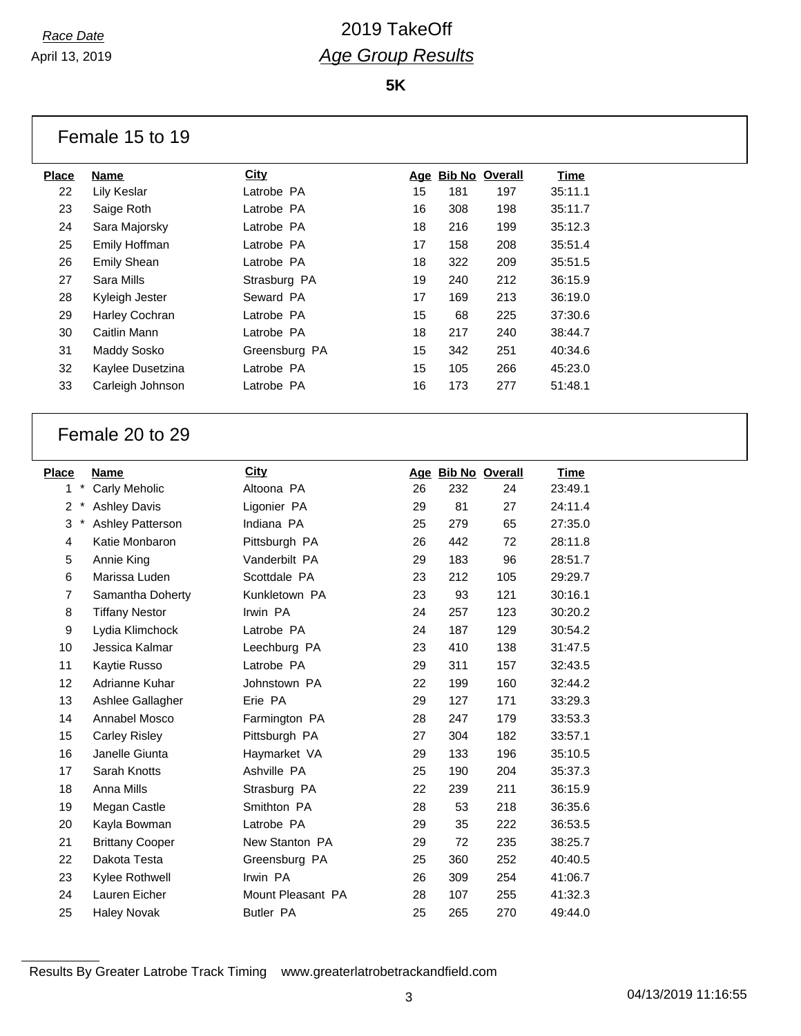*Race Date*
April 13, 2019

# 2019 TakeOff
## *Age Group Results*

**5K**

### Female 15 to 19

| Place | Name | City | Age | Bib No | Overall | Time |
|---|---|---|---|---|---|---|
| 22 | Lily Keslar | Latrobe PA | 15 | 181 | 197 | 35:11.1 |
| 23 | Saige Roth | Latrobe PA | 16 | 308 | 198 | 35:11.7 |
| 24 | Sara Majorsky | Latrobe PA | 18 | 216 | 199 | 35:12.3 |
| 25 | Emily Hoffman | Latrobe PA | 17 | 158 | 208 | 35:51.4 |
| 26 | Emily Shean | Latrobe PA | 18 | 322 | 209 | 35:51.5 |
| 27 | Sara Mills | Strasburg PA | 19 | 240 | 212 | 36:15.9 |
| 28 | Kyleigh Jester | Seward PA | 17 | 169 | 213 | 36:19.0 |
| 29 | Harley Cochran | Latrobe PA | 15 | 68 | 225 | 37:30.6 |
| 30 | Caitlin Mann | Latrobe PA | 18 | 217 | 240 | 38:44.7 |
| 31 | Maddy Sosko | Greensburg PA | 15 | 342 | 251 | 40:34.6 |
| 32 | Kaylee Dusetzina | Latrobe PA | 15 | 105 | 266 | 45:23.0 |
| 33 | Carleigh Johnson | Latrobe PA | 16 | 173 | 277 | 51:48.1 |

### Female 20 to 29

| Place | Name | City | Age | Bib No | Overall | Time |
|---|---|---|---|---|---|---|
| 1 * | Carly Meholic | Altoona PA | 26 | 232 | 24 | 23:49.1 |
| 2 * | Ashley Davis | Ligonier PA | 29 | 81 | 27 | 24:11.4 |
| 3 * | Ashley Patterson | Indiana PA | 25 | 279 | 65 | 27:35.0 |
| 4 | Katie Monbaron | Pittsburgh PA | 26 | 442 | 72 | 28:11.8 |
| 5 | Annie King | Vanderbilt PA | 29 | 183 | 96 | 28:51.7 |
| 6 | Marissa Luden | Scottdale PA | 23 | 212 | 105 | 29:29.7 |
| 7 | Samantha Doherty | Kunkletown PA | 23 | 93 | 121 | 30:16.1 |
| 8 | Tiffany Nestor | Irwin PA | 24 | 257 | 123 | 30:20.2 |
| 9 | Lydia Klimchock | Latrobe PA | 24 | 187 | 129 | 30:54.2 |
| 10 | Jessica Kalmar | Leechburg PA | 23 | 410 | 138 | 31:47.5 |
| 11 | Kaytie Russo | Latrobe PA | 29 | 311 | 157 | 32:43.5 |
| 12 | Adrianne Kuhar | Johnstown PA | 22 | 199 | 160 | 32:44.2 |
| 13 | Ashlee Gallagher | Erie PA | 29 | 127 | 171 | 33:29.3 |
| 14 | Annabel Mosco | Farmington PA | 28 | 247 | 179 | 33:53.3 |
| 15 | Carley Risley | Pittsburgh PA | 27 | 304 | 182 | 33:57.1 |
| 16 | Janelle Giunta | Haymarket VA | 29 | 133 | 196 | 35:10.5 |
| 17 | Sarah Knotts | Ashville PA | 25 | 190 | 204 | 35:37.3 |
| 18 | Anna Mills | Strasburg PA | 22 | 239 | 211 | 36:15.9 |
| 19 | Megan Castle | Smithton PA | 28 | 53 | 218 | 36:35.6 |
| 20 | Kayla Bowman | Latrobe PA | 29 | 35 | 222 | 36:53.5 |
| 21 | Brittany Cooper | New Stanton PA | 29 | 72 | 235 | 38:25.7 |
| 22 | Dakota Testa | Greensburg PA | 25 | 360 | 252 | 40:40.5 |
| 23 | Kylee Rothwell | Irwin PA | 26 | 309 | 254 | 41:06.7 |
| 24 | Lauren Eicher | Mount Pleasant PA | 28 | 107 | 255 | 41:32.3 |
| 25 | Haley Novak | Butler PA | 25 | 265 | 270 | 49:44.0 |

Results By Greater Latrobe Track Timing www.greaterlatrobetrackandfield.com

04/13/2019 11:16:55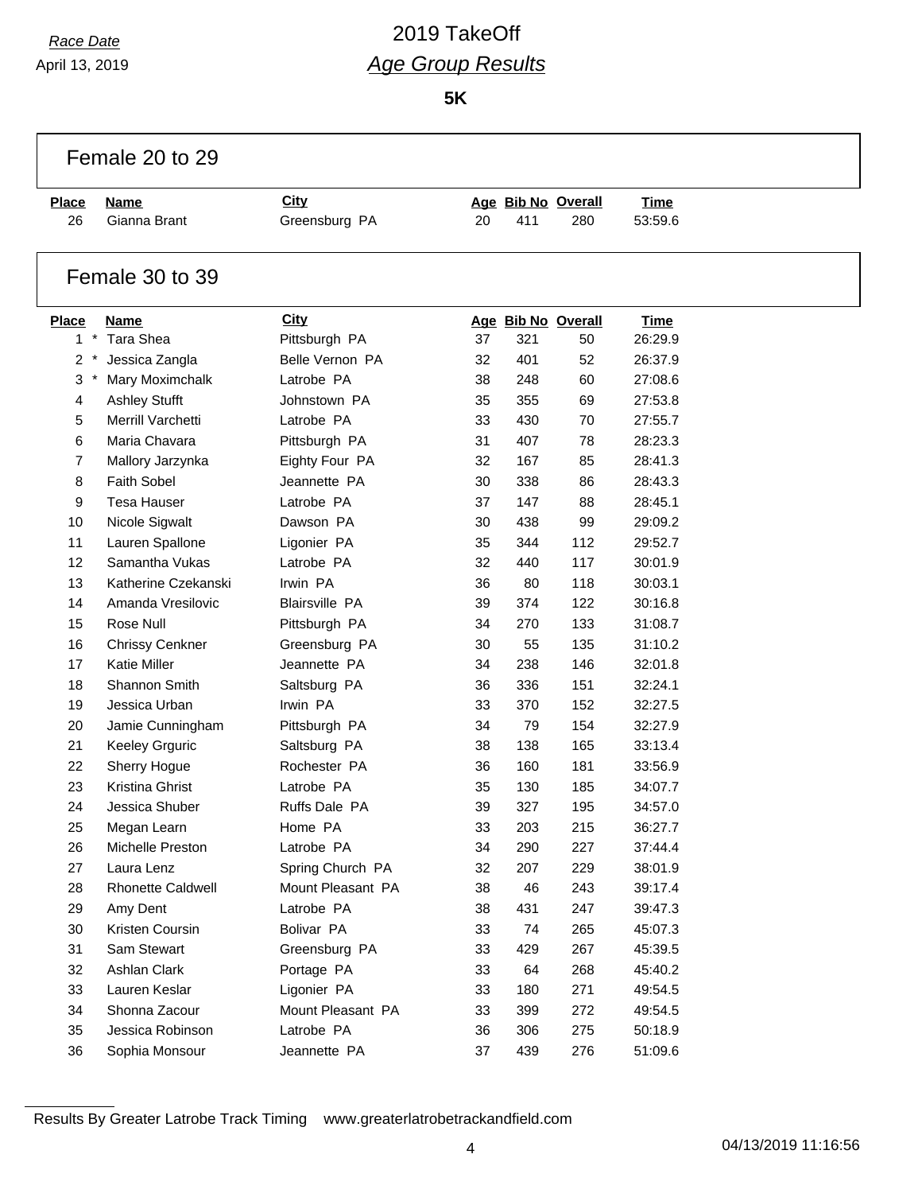*Race Date*

April 13, 2019

# 2019 TakeOff

## *Age Group Results*

**5K**

### Female 20 to 29

| Place | Name | City | Age | Bib No | Overall | Time |
|---|---|---|---|---|---|---|
| 26 | Gianna Brant | Greensburg PA | 20 | 411 | 280 | 53:59.6 |

### Female 30 to 39

| Place | Name | City | Age | Bib No | Overall | Time |
|---|---|---|---|---|---|---|
| 1 * | Tara Shea | Pittsburgh PA | 37 | 321 | 50 | 26:29.9 |
| 2 * | Jessica Zangla | Belle Vernon PA | 32 | 401 | 52 | 26:37.9 |
| 3 * | Mary Moximchalk | Latrobe PA | 38 | 248 | 60 | 27:08.6 |
| 4 | Ashley Stufft | Johnstown PA | 35 | 355 | 69 | 27:53.8 |
| 5 | Merrill Varchetti | Latrobe PA | 33 | 430 | 70 | 27:55.7 |
| 6 | Maria Chavara | Pittsburgh PA | 31 | 407 | 78 | 28:23.3 |
| 7 | Mallory Jarzynka | Eighty Four PA | 32 | 167 | 85 | 28:41.3 |
| 8 | Faith Sobel | Jeannette PA | 30 | 338 | 86 | 28:43.3 |
| 9 | Tesa Hauser | Latrobe PA | 37 | 147 | 88 | 28:45.1 |
| 10 | Nicole Sigwalt | Dawson PA | 30 | 438 | 99 | 29:09.2 |
| 11 | Lauren Spallone | Ligonier PA | 35 | 344 | 112 | 29:52.7 |
| 12 | Samantha Vukas | Latrobe PA | 32 | 440 | 117 | 30:01.9 |
| 13 | Katherine Czekanski | Irwin PA | 36 | 80 | 118 | 30:03.1 |
| 14 | Amanda Vresilovic | Blairsville PA | 39 | 374 | 122 | 30:16.8 |
| 15 | Rose Null | Pittsburgh PA | 34 | 270 | 133 | 31:08.7 |
| 16 | Chrissy Cenkner | Greensburg PA | 30 | 55 | 135 | 31:10.2 |
| 17 | Katie Miller | Jeannette PA | 34 | 238 | 146 | 32:01.8 |
| 18 | Shannon Smith | Saltsburg PA | 36 | 336 | 151 | 32:24.1 |
| 19 | Jessica Urban | Irwin PA | 33 | 370 | 152 | 32:27.5 |
| 20 | Jamie Cunningham | Pittsburgh PA | 34 | 79 | 154 | 32:27.9 |
| 21 | Keeley Grguric | Saltsburg PA | 38 | 138 | 165 | 33:13.4 |
| 22 | Sherry Hogue | Rochester PA | 36 | 160 | 181 | 33:56.9 |
| 23 | Kristina Ghrist | Latrobe PA | 35 | 130 | 185 | 34:07.7 |
| 24 | Jessica Shuber | Ruffs Dale PA | 39 | 327 | 195 | 34:57.0 |
| 25 | Megan Learn | Home PA | 33 | 203 | 215 | 36:27.7 |
| 26 | Michelle Preston | Latrobe PA | 34 | 290 | 227 | 37:44.4 |
| 27 | Laura Lenz | Spring Church PA | 32 | 207 | 229 | 38:01.9 |
| 28 | Rhonette Caldwell | Mount Pleasant PA | 38 | 46 | 243 | 39:17.4 |
| 29 | Amy Dent | Latrobe PA | 38 | 431 | 247 | 39:47.3 |
| 30 | Kristen Coursin | Bolivar PA | 33 | 74 | 265 | 45:07.3 |
| 31 | Sam Stewart | Greensburg PA | 33 | 429 | 267 | 45:39.5 |
| 32 | Ashlan Clark | Portage PA | 33 | 64 | 268 | 45:40.2 |
| 33 | Lauren Keslar | Ligonier PA | 33 | 180 | 271 | 49:54.5 |
| 34 | Shonna Zacour | Mount Pleasant PA | 33 | 399 | 272 | 49:54.5 |
| 35 | Jessica Robinson | Latrobe PA | 36 | 306 | 275 | 50:18.9 |
| 36 | Sophia Monsour | Jeannette PA | 37 | 439 | 276 | 51:09.6 |

Results By Greater Latrobe Track Timing www.greaterlatrobetrackandfield.com

04/13/2019 11:16:56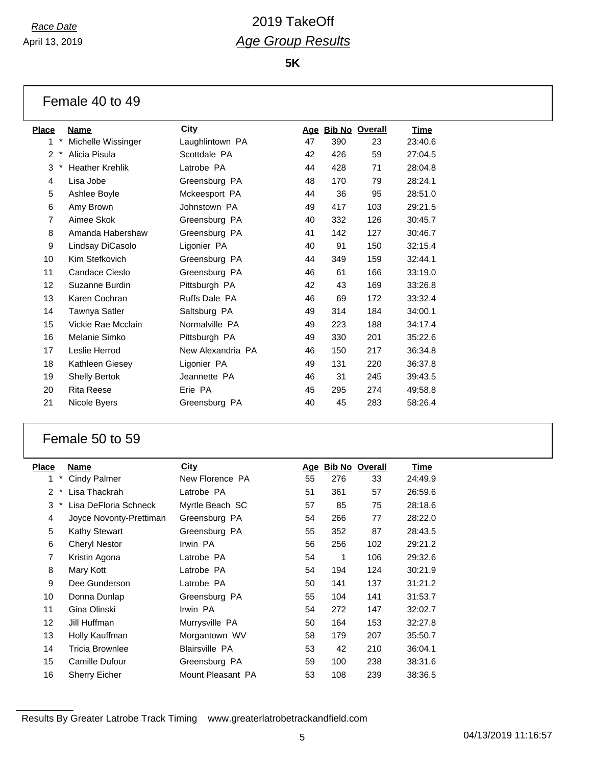*Race Date*

April 13, 2019

# 2019 TakeOff

## *Age Group Results*

**5K**

### Female 40 to 49

| Place | | Name | City | Age | Bib No | Overall | Time |
|---|---|---|---|---|---|---|---|
| 1 | * | Michelle Wissinger | Laughlintown PA | 47 | 390 | 23 | 23:40.6 |
| 2 | * | Alicia Pisula | Scottdale PA | 42 | 426 | 59 | 27:04.5 |
| 3 | * | Heather Krehlik | Latrobe PA | 44 | 428 | 71 | 28:04.8 |
| 4 | | Lisa Jobe | Greensburg PA | 48 | 170 | 79 | 28:24.1 |
| 5 | | Ashlee Boyle | Mckeesport PA | 44 | 36 | 95 | 28:51.0 |
| 6 | | Amy Brown | Johnstown PA | 49 | 417 | 103 | 29:21.5 |
| 7 | | Aimee Skok | Greensburg PA | 40 | 332 | 126 | 30:45.7 |
| 8 | | Amanda Habershaw | Greensburg PA | 41 | 142 | 127 | 30:46.7 |
| 9 | | Lindsay DiCasolo | Ligonier PA | 40 | 91 | 150 | 32:15.4 |
| 10 | | Kim Stefkovich | Greensburg PA | 44 | 349 | 159 | 32:44.1 |
| 11 | | Candace Cieslo | Greensburg PA | 46 | 61 | 166 | 33:19.0 |
| 12 | | Suzanne Burdin | Pittsburgh PA | 42 | 43 | 169 | 33:26.8 |
| 13 | | Karen Cochran | Ruffs Dale PA | 46 | 69 | 172 | 33:32.4 |
| 14 | | Tawnya Satler | Saltsburg PA | 49 | 314 | 184 | 34:00.1 |
| 15 | | Vickie Rae Mcclain | Normalville PA | 49 | 223 | 188 | 34:17.4 |
| 16 | | Melanie Simko | Pittsburgh PA | 49 | 330 | 201 | 35:22.6 |
| 17 | | Leslie Herrod | New Alexandria PA | 46 | 150 | 217 | 36:34.8 |
| 18 | | Kathleen Giesey | Ligonier PA | 49 | 131 | 220 | 36:37.8 |
| 19 | | Shelly Bertok | Jeannette PA | 46 | 31 | 245 | 39:43.5 |
| 20 | | Rita Reese | Erie PA | 45 | 295 | 274 | 49:58.8 |
| 21 | | Nicole Byers | Greensburg PA | 40 | 45 | 283 | 58:26.4 |

### Female 50 to 59

| Place | | Name | City | Age | Bib No | Overall | Time |
|---|---|---|---|---|---|---|---|
| 1 | * | Cindy Palmer | New Florence PA | 55 | 276 | 33 | 24:49.9 |
| 2 | * | Lisa Thackrah | Latrobe PA | 51 | 361 | 57 | 26:59.6 |
| 3 | * | Lisa DeFloria Schneck | Myrtle Beach SC | 57 | 85 | 75 | 28:18.6 |
| 4 | | Joyce Novonty-Prettiman | Greensburg PA | 54 | 266 | 77 | 28:22.0 |
| 5 | | Kathy Stewart | Greensburg PA | 55 | 352 | 87 | 28:43.5 |
| 6 | | Cheryl Nestor | Irwin PA | 56 | 256 | 102 | 29:21.2 |
| 7 | | Kristin Agona | Latrobe PA | 54 | 1 | 106 | 29:32.6 |
| 8 | | Mary Kott | Latrobe PA | 54 | 194 | 124 | 30:21.9 |
| 9 | | Dee Gunderson | Latrobe PA | 50 | 141 | 137 | 31:21.2 |
| 10 | | Donna Dunlap | Greensburg PA | 55 | 104 | 141 | 31:53.7 |
| 11 | | Gina Olinski | Irwin PA | 54 | 272 | 147 | 32:02.7 |
| 12 | | Jill Huffman | Murrysville PA | 50 | 164 | 153 | 32:27.8 |
| 13 | | Holly Kauffman | Morgantown WV | 58 | 179 | 207 | 35:50.7 |
| 14 | | Tricia Brownlee | Blairsville PA | 53 | 42 | 210 | 36:04.1 |
| 15 | | Camille Dufour | Greensburg PA | 59 | 100 | 238 | 38:31.6 |
| 16 | | Sherry Eicher | Mount Pleasant PA | 53 | 108 | 239 | 38:36.5 |

Results By Greater Latrobe Track Timing www.greaterlatrobetrackandfield.com

04/13/2019 11:16:57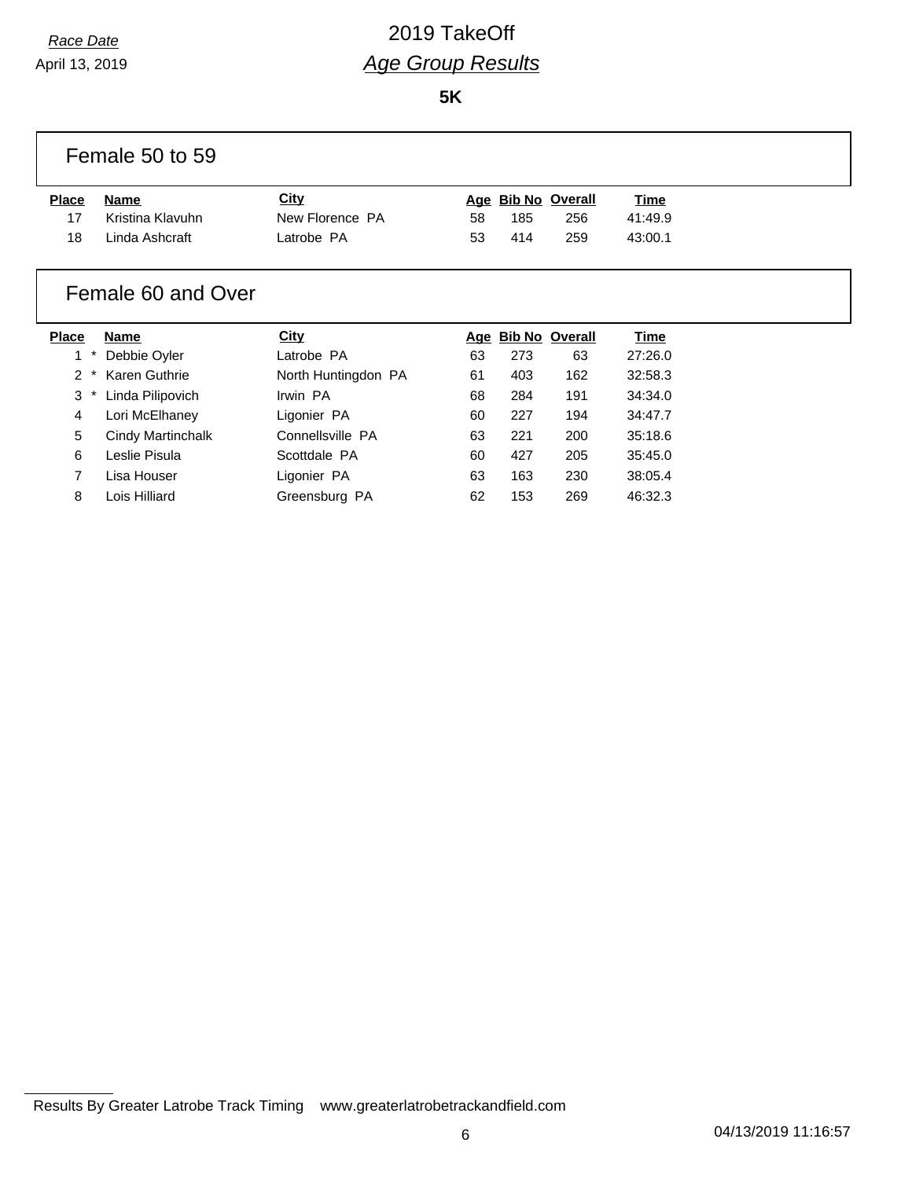*Race Date*

April 13, 2019

# 2019 TakeOff

## *Age Group Results*

**5K**

### Female 50 to 59

| Place | Name | City | Age | Bib No | Overall | Time |
|---|---|---|---|---|---|---|
| 17 | Kristina Klavuhn | New Florence PA | 58 | 185 | 256 | 41:49.9 |
| 18 | Linda Ashcraft | Latrobe PA | 53 | 414 | 259 | 43:00.1 |

### Female 60 and Over

| Place | Name | City | Age | Bib No | Overall | Time |
|---|---|---|---|---|---|---|
| 1 * | Debbie Oyler | Latrobe PA | 63 | 273 | 63 | 27:26.0 |
| 2 * | Karen Guthrie | North Huntingdon PA | 61 | 403 | 162 | 32:58.3 |
| 3 * | Linda Pilipovich | Irwin PA | 68 | 284 | 191 | 34:34.0 |
| 4 | Lori McElhaney | Ligonier PA | 60 | 227 | 194 | 34:47.7 |
| 5 | Cindy Martinchalk | Connellsville PA | 63 | 221 | 200 | 35:18.6 |
| 6 | Leslie Pisula | Scottdale PA | 60 | 427 | 205 | 35:45.0 |
| 7 | Lisa Houser | Ligonier PA | 63 | 163 | 230 | 38:05.4 |
| 8 | Lois Hilliard | Greensburg PA | 62 | 153 | 269 | 46:32.3 |

Results By Greater Latrobe Track Timing www.greaterlatrobetrackandfield.com

04/13/2019 11:16:57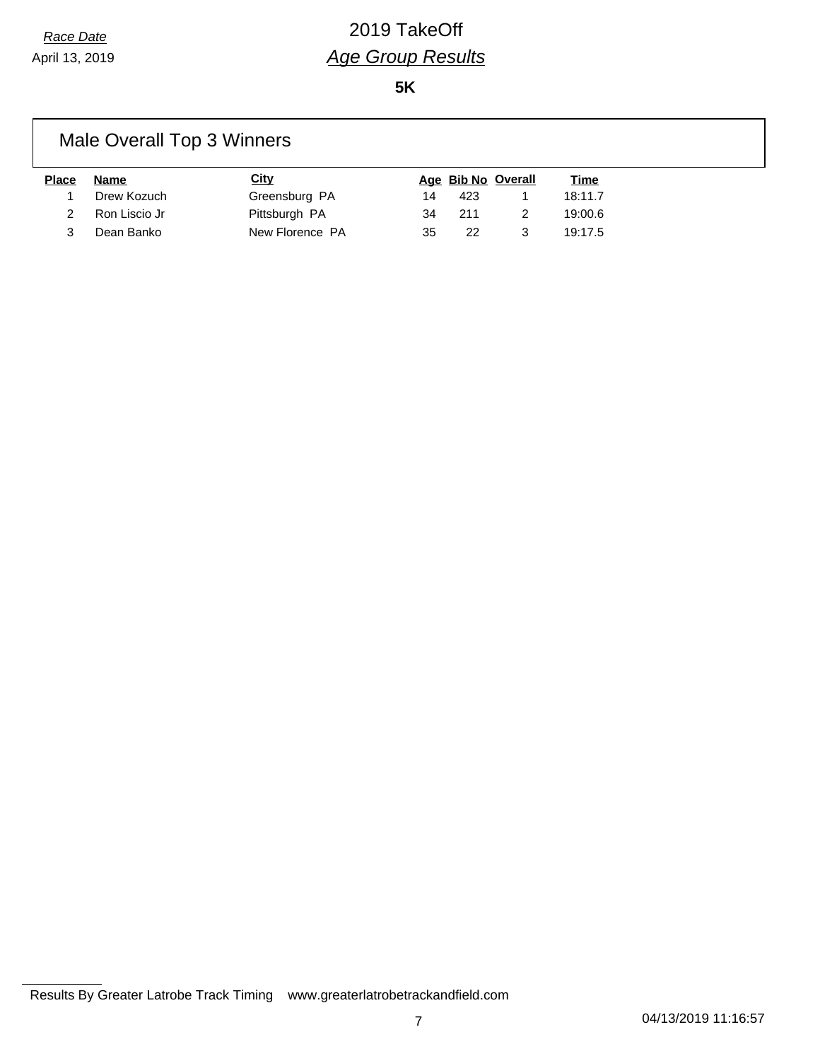*Race Date*

April 13, 2019

# 2019 TakeOff

## *Age Group Results*

**5K**

### Male Overall Top 3 Winners

| Place | Name | City | Age | Bib No | Overall | Time |
|---|---|---|---|---|---|---|
| 1 | Drew Kozuch | Greensburg PA | 14 | 423 | 1 | 18:11.7 |
| 2 | Ron Liscio Jr | Pittsburgh PA | 34 | 211 | 2 | 19:00.6 |
| 3 | Dean Banko | New Florence PA | 35 | 22 | 3 | 19:17.5 |

Results By Greater Latrobe Track Timing www.greaterlatrobetrackandfield.com

04/13/2019 11:16:57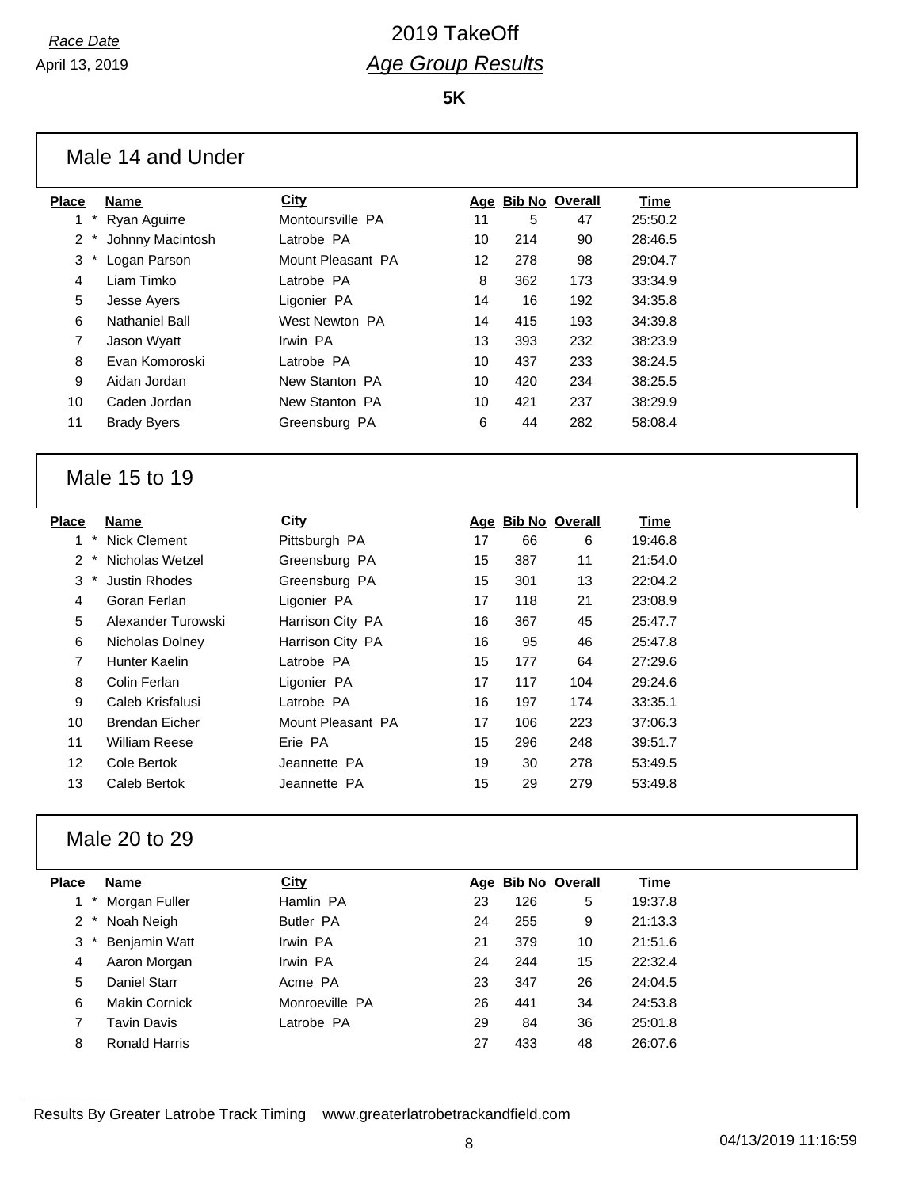*Race Date*

April 13, 2019

# 2019 TakeOff

## *Age Group Results*

**5K**

### Male 14 and Under

| Place | Name | City | Age | Bib No | Overall | Time |
|---|---|---|---|---|---|---|
| 1 * | Ryan Aguirre | Montoursville PA | 11 | 5 | 47 | 25:50.2 |
| 2 * | Johnny Macintosh | Latrobe PA | 10 | 214 | 90 | 28:46.5 |
| 3 * | Logan Parson | Mount Pleasant PA | 12 | 278 | 98 | 29:04.7 |
| 4 | Liam Timko | Latrobe PA | 8 | 362 | 173 | 33:34.9 |
| 5 | Jesse Ayers | Ligonier PA | 14 | 16 | 192 | 34:35.8 |
| 6 | Nathaniel Ball | West Newton PA | 14 | 415 | 193 | 34:39.8 |
| 7 | Jason Wyatt | Irwin PA | 13 | 393 | 232 | 38:23.9 |
| 8 | Evan Komoroski | Latrobe PA | 10 | 437 | 233 | 38:24.5 |
| 9 | Aidan Jordan | New Stanton PA | 10 | 420 | 234 | 38:25.5 |
| 10 | Caden Jordan | New Stanton PA | 10 | 421 | 237 | 38:29.9 |
| 11 | Brady Byers | Greensburg PA | 6 | 44 | 282 | 58:08.4 |

### Male 15 to 19

| Place | Name | City | Age | Bib No | Overall | Time |
|---|---|---|---|---|---|---|
| 1 * | Nick Clement | Pittsburgh PA | 17 | 66 | 6 | 19:46.8 |
| 2 * | Nicholas Wetzel | Greensburg PA | 15 | 387 | 11 | 21:54.0 |
| 3 * | Justin Rhodes | Greensburg PA | 15 | 301 | 13 | 22:04.2 |
| 4 | Goran Ferlan | Ligonier PA | 17 | 118 | 21 | 23:08.9 |
| 5 | Alexander Turowski | Harrison City PA | 16 | 367 | 45 | 25:47.7 |
| 6 | Nicholas Dolney | Harrison City PA | 16 | 95 | 46 | 25:47.8 |
| 7 | Hunter Kaelin | Latrobe PA | 15 | 177 | 64 | 27:29.6 |
| 8 | Colin Ferlan | Ligonier PA | 17 | 117 | 104 | 29:24.6 |
| 9 | Caleb Krisfalusi | Latrobe PA | 16 | 197 | 174 | 33:35.1 |
| 10 | Brendan Eicher | Mount Pleasant PA | 17 | 106 | 223 | 37:06.3 |
| 11 | William Reese | Erie PA | 15 | 296 | 248 | 39:51.7 |
| 12 | Cole Bertok | Jeannette PA | 19 | 30 | 278 | 53:49.5 |
| 13 | Caleb Bertok | Jeannette PA | 15 | 29 | 279 | 53:49.8 |

### Male 20 to 29

| Place | Name | City | Age | Bib No | Overall | Time |
|---|---|---|---|---|---|---|
| 1 * | Morgan Fuller | Hamlin PA | 23 | 126 | 5 | 19:37.8 |
| 2 * | Noah Neigh | Butler PA | 24 | 255 | 9 | 21:13.3 |
| 3 * | Benjamin Watt | Irwin PA | 21 | 379 | 10 | 21:51.6 |
| 4 | Aaron Morgan | Irwin PA | 24 | 244 | 15 | 22:32.4 |
| 5 | Daniel Starr | Acme PA | 23 | 347 | 26 | 24:04.5 |
| 6 | Makin Cornick | Monroeville PA | 26 | 441 | 34 | 24:53.8 |
| 7 | Tavin Davis | Latrobe PA | 29 | 84 | 36 | 25:01.8 |
| 8 | Ronald Harris | | 27 | 433 | 48 | 26:07.6 |

Results By Greater Latrobe Track Timing www.greaterlatrobetrackandfield.com

04/13/2019 11:16:59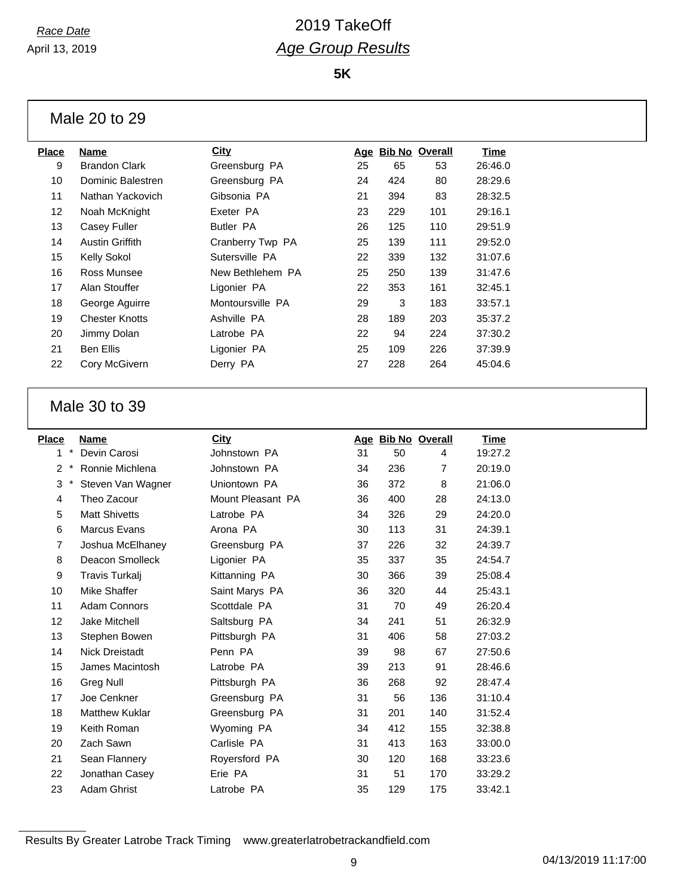Race Date
April 13, 2019

# 2019 TakeOff
## *Age Group Results*

**5K**

### Male 20 to 29

| Place | Name | City | Age | Bib No | Overall | Time |
|---|---|---|---|---|---|---|
| 9 | Brandon Clark | Greensburg PA | 25 | 65 | 53 | 26:46.0 |
| 10 | Dominic Balestren | Greensburg PA | 24 | 424 | 80 | 28:29.6 |
| 11 | Nathan Yackovich | Gibsonia PA | 21 | 394 | 83 | 28:32.5 |
| 12 | Noah McKnight | Exeter PA | 23 | 229 | 101 | 29:16.1 |
| 13 | Casey Fuller | Butler PA | 26 | 125 | 110 | 29:51.9 |
| 14 | Austin Griffith | Cranberry Twp PA | 25 | 139 | 111 | 29:52.0 |
| 15 | Kelly Sokol | Sutersville PA | 22 | 339 | 132 | 31:07.6 |
| 16 | Ross Munsee | New Bethlehem PA | 25 | 250 | 139 | 31:47.6 |
| 17 | Alan Stouffer | Ligonier PA | 22 | 353 | 161 | 32:45.1 |
| 18 | George Aguirre | Montoursville PA | 29 | 3 | 183 | 33:57.1 |
| 19 | Chester Knotts | Ashville PA | 28 | 189 | 203 | 35:37.2 |
| 20 | Jimmy Dolan | Latrobe PA | 22 | 94 | 224 | 37:30.2 |
| 21 | Ben Ellis | Ligonier PA | 25 | 109 | 226 | 37:39.9 |
| 22 | Cory McGivern | Derry PA | 27 | 228 | 264 | 45:04.6 |

### Male 30 to 39

| Place | Name | City | Age | Bib No | Overall | Time |
|---|---|---|---|---|---|---|
| 1 * | Devin Carosi | Johnstown PA | 31 | 50 | 4 | 19:27.2 |
| 2 * | Ronnie Michlena | Johnstown PA | 34 | 236 | 7 | 20:19.0 |
| 3 * | Steven Van Wagner | Uniontown PA | 36 | 372 | 8 | 21:06.0 |
| 4 | Theo Zacour | Mount Pleasant PA | 36 | 400 | 28 | 24:13.0 |
| 5 | Matt Shivetts | Latrobe PA | 34 | 326 | 29 | 24:20.0 |
| 6 | Marcus Evans | Arona PA | 30 | 113 | 31 | 24:39.1 |
| 7 | Joshua McElhaney | Greensburg PA | 37 | 226 | 32 | 24:39.7 |
| 8 | Deacon Smolleck | Ligonier PA | 35 | 337 | 35 | 24:54.7 |
| 9 | Travis Turkalj | Kittanning PA | 30 | 366 | 39 | 25:08.4 |
| 10 | Mike Shaffer | Saint Marys PA | 36 | 320 | 44 | 25:43.1 |
| 11 | Adam Connors | Scottdale PA | 31 | 70 | 49 | 26:20.4 |
| 12 | Jake Mitchell | Saltsburg PA | 34 | 241 | 51 | 26:32.9 |
| 13 | Stephen Bowen | Pittsburgh PA | 31 | 406 | 58 | 27:03.2 |
| 14 | Nick Dreistadt | Penn PA | 39 | 98 | 67 | 27:50.6 |
| 15 | James Macintosh | Latrobe PA | 39 | 213 | 91 | 28:46.6 |
| 16 | Greg Null | Pittsburgh PA | 36 | 268 | 92 | 28:47.4 |
| 17 | Joe Cenkner | Greensburg PA | 31 | 56 | 136 | 31:10.4 |
| 18 | Matthew Kuklar | Greensburg PA | 31 | 201 | 140 | 31:52.4 |
| 19 | Keith Roman | Wyoming PA | 34 | 412 | 155 | 32:38.8 |
| 20 | Zach Sawn | Carlisle PA | 31 | 413 | 163 | 33:00.0 |
| 21 | Sean Flannery | Royersford PA | 30 | 120 | 168 | 33:23.6 |
| 22 | Jonathan Casey | Erie PA | 31 | 51 | 170 | 33:29.2 |
| 23 | Adam Ghrist | Latrobe PA | 35 | 129 | 175 | 33:42.1 |

Results By Greater Latrobe Track Timing www.greaterlatrobetrackandfield.com

04/13/2019 11:17:00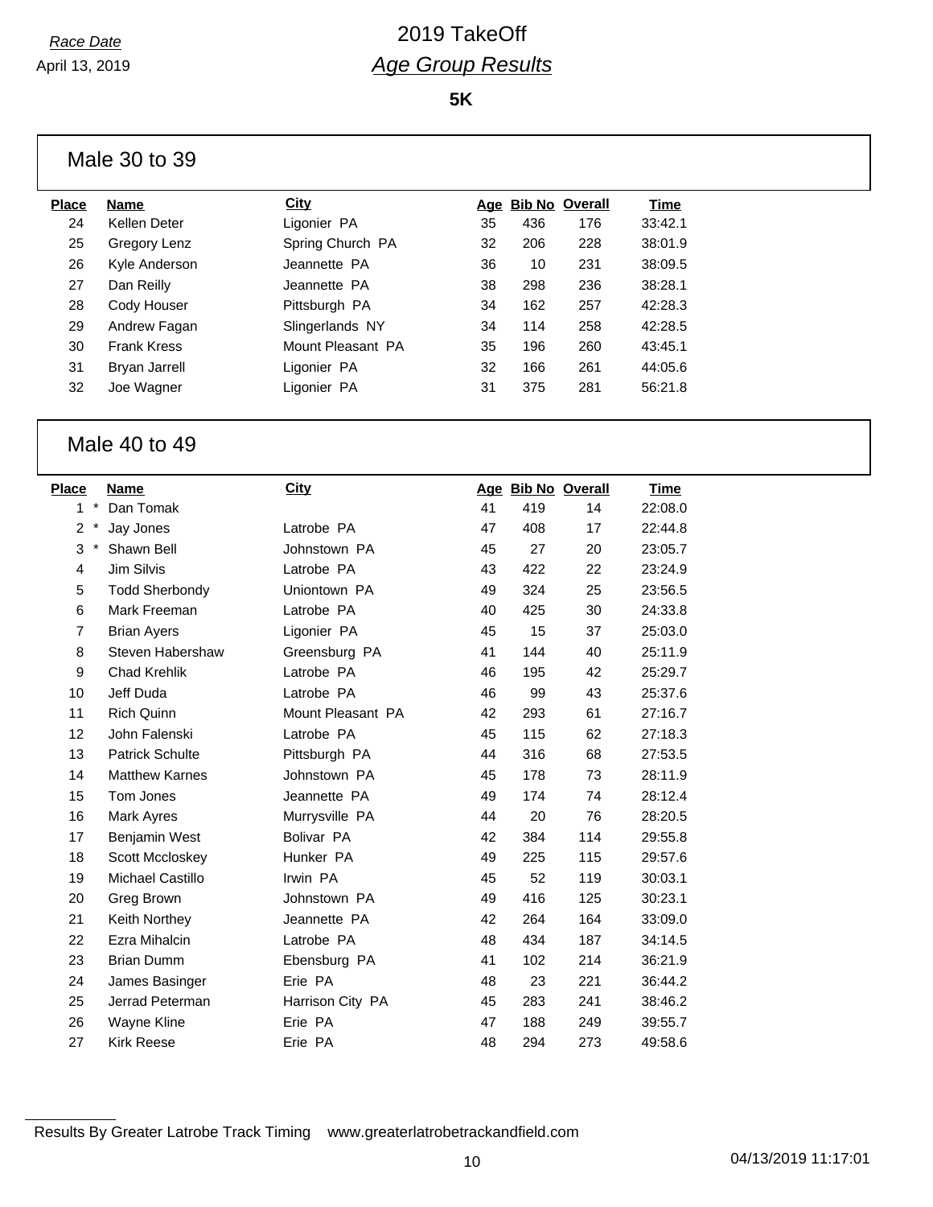*Race Date*

April 13, 2019

# 2019 TakeOff

## *Age Group Results*

**5K**

### Male 30 to 39

| Place | Name | City | Age | Bib No | Overall | Time |
|---|---|---|---|---|---|---|
| 24 | Kellen Deter | Ligonier PA | 35 | 436 | 176 | 33:42.1 |
| 25 | Gregory Lenz | Spring Church PA | 32 | 206 | 228 | 38:01.9 |
| 26 | Kyle Anderson | Jeannette PA | 36 | 10 | 231 | 38:09.5 |
| 27 | Dan Reilly | Jeannette PA | 38 | 298 | 236 | 38:28.1 |
| 28 | Cody Houser | Pittsburgh PA | 34 | 162 | 257 | 42:28.3 |
| 29 | Andrew Fagan | Slingerlands NY | 34 | 114 | 258 | 42:28.5 |
| 30 | Frank Kress | Mount Pleasant PA | 35 | 196 | 260 | 43:45.1 |
| 31 | Bryan Jarrell | Ligonier PA | 32 | 166 | 261 | 44:05.6 |
| 32 | Joe Wagner | Ligonier PA | 31 | 375 | 281 | 56:21.8 |

### Male 40 to 49

| Place | Name | City | Age | Bib No | Overall | Time |
|---|---|---|---|---|---|---|
| 1 * | Dan Tomak | | 41 | 419 | 14 | 22:08.0 |
| 2 * | Jay Jones | Latrobe PA | 47 | 408 | 17 | 22:44.8 |
| 3 * | Shawn Bell | Johnstown PA | 45 | 27 | 20 | 23:05.7 |
| 4 | Jim Silvis | Latrobe PA | 43 | 422 | 22 | 23:24.9 |
| 5 | Todd Sherbondy | Uniontown PA | 49 | 324 | 25 | 23:56.5 |
| 6 | Mark Freeman | Latrobe PA | 40 | 425 | 30 | 24:33.8 |
| 7 | Brian Ayers | Ligonier PA | 45 | 15 | 37 | 25:03.0 |
| 8 | Steven Habershaw | Greensburg PA | 41 | 144 | 40 | 25:11.9 |
| 9 | Chad Krehlik | Latrobe PA | 46 | 195 | 42 | 25:29.7 |
| 10 | Jeff Duda | Latrobe PA | 46 | 99 | 43 | 25:37.6 |
| 11 | Rich Quinn | Mount Pleasant PA | 42 | 293 | 61 | 27:16.7 |
| 12 | John Falenski | Latrobe PA | 45 | 115 | 62 | 27:18.3 |
| 13 | Patrick Schulte | Pittsburgh PA | 44 | 316 | 68 | 27:53.5 |
| 14 | Matthew Karnes | Johnstown PA | 45 | 178 | 73 | 28:11.9 |
| 15 | Tom Jones | Jeannette PA | 49 | 174 | 74 | 28:12.4 |
| 16 | Mark Ayres | Murrysville PA | 44 | 20 | 76 | 28:20.5 |
| 17 | Benjamin West | Bolivar PA | 42 | 384 | 114 | 29:55.8 |
| 18 | Scott Mccloskey | Hunker PA | 49 | 225 | 115 | 29:57.6 |
| 19 | Michael Castillo | Irwin PA | 45 | 52 | 119 | 30:03.1 |
| 20 | Greg Brown | Johnstown PA | 49 | 416 | 125 | 30:23.1 |
| 21 | Keith Northey | Jeannette PA | 42 | 264 | 164 | 33:09.0 |
| 22 | Ezra Mihalcin | Latrobe PA | 48 | 434 | 187 | 34:14.5 |
| 23 | Brian Dumm | Ebensburg PA | 41 | 102 | 214 | 36:21.9 |
| 24 | James Basinger | Erie PA | 48 | 23 | 221 | 36:44.2 |
| 25 | Jerrad Peterman | Harrison City PA | 45 | 283 | 241 | 38:46.2 |
| 26 | Wayne Kline | Erie PA | 47 | 188 | 249 | 39:55.7 |
| 27 | Kirk Reese | Erie PA | 48 | 294 | 273 | 49:58.6 |

Results By Greater Latrobe Track Timing www.greaterlatrobetrackandfield.com

04/13/2019 11:17:01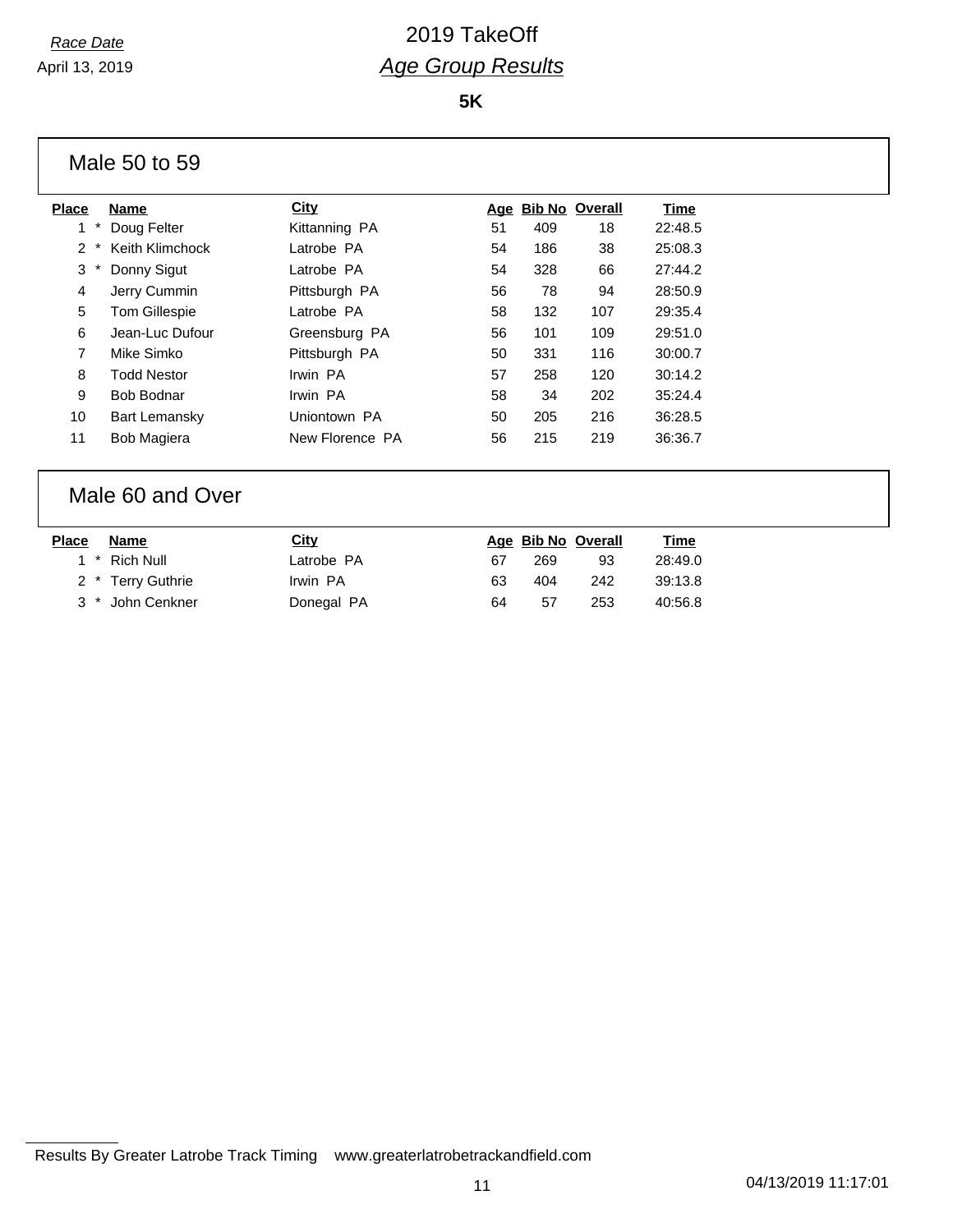Race Date

April 13, 2019

# 2019 TakeOff

## *Age Group Results*

**5K**

### Male 50 to 59

| Place | Name | City | Age | Bib No | Overall | Time |
|---|---|---|---|---|---|---|
| 1 * | Doug Felter | Kittanning PA | 51 | 409 | 18 | 22:48.5 |
| 2 * | Keith Klimchock | Latrobe PA | 54 | 186 | 38 | 25:08.3 |
| 3 * | Donny Sigut | Latrobe PA | 54 | 328 | 66 | 27:44.2 |
| 4 | Jerry Cummin | Pittsburgh PA | 56 | 78 | 94 | 28:50.9 |
| 5 | Tom Gillespie | Latrobe PA | 58 | 132 | 107 | 29:35.4 |
| 6 | Jean-Luc Dufour | Greensburg PA | 56 | 101 | 109 | 29:51.0 |
| 7 | Mike Simko | Pittsburgh PA | 50 | 331 | 116 | 30:00.7 |
| 8 | Todd Nestor | Irwin PA | 57 | 258 | 120 | 30:14.2 |
| 9 | Bob Bodnar | Irwin PA | 58 | 34 | 202 | 35:24.4 |
| 10 | Bart Lemansky | Uniontown PA | 50 | 205 | 216 | 36:28.5 |
| 11 | Bob Magiera | New Florence PA | 56 | 215 | 219 | 36:36.7 |

### Male 60 and Over

| Place | Name | City | Age | Bib No | Overall | Time |
|---|---|---|---|---|---|---|
| 1 * | Rich Null | Latrobe PA | 67 | 269 | 93 | 28:49.0 |
| 2 * | Terry Guthrie | Irwin PA | 63 | 404 | 242 | 39:13.8 |
| 3 * | John Cenkner | Donegal PA | 64 | 57 | 253 | 40:56.8 |

Results By Greater Latrobe Track Timing www.greaterlatrobetrackandfield.com

04/13/2019 11:17:01